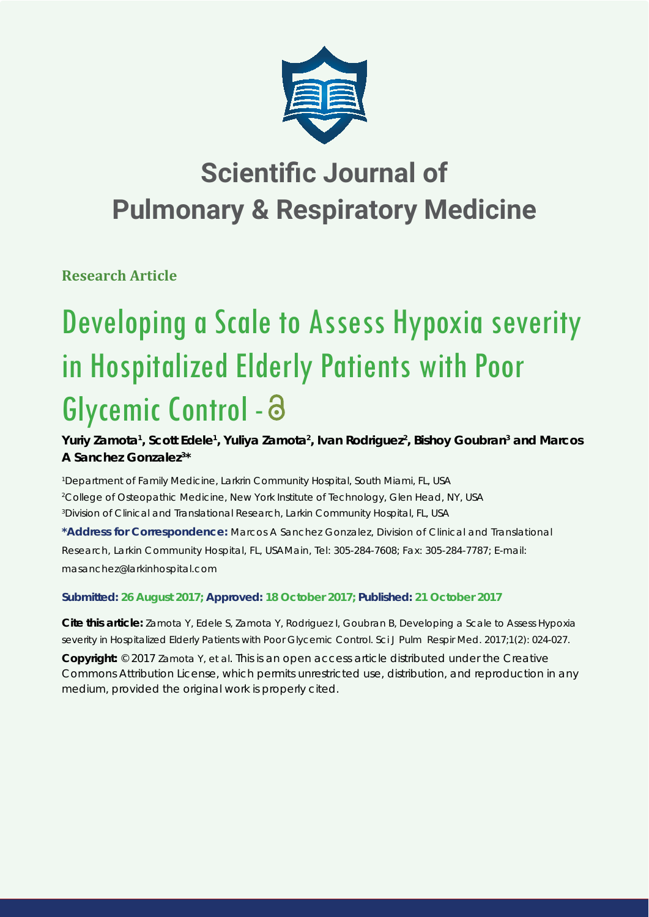# Scientific Journal of Pulmonary & Respiratory Medicine

**Research Article**

# Developing a Scale to Assess Hypoxia severity in Hospitalized Elderly Patients with Poor Glycemic Control - 

**Yuriy Zamota[1], Scott Edele[1], Yuliya Zamota[2], Ivan Rodriguez[2], Bishoy Goubran[3] and Marcos A Sanchez Gonzalez[3]***

[1]Department of Family Medicine, Larkrin Community Hospital, South Miami, FL, USA

[2]College of Osteopathic Medicine, New York Institute of Technology, Glen Head, NY, USA

[3]Division of Clinical and Translational Research, Larkin Community Hospital, FL, USA

***Address for Correspondence:** Marcos A Sanchez Gonzalez, Division of Clinical and Translational Research, Larkin Community Hospital, FL, USAMain, Tel: 305-284-7608; Fax: 305-284-7787; E-mail: masanchez@larkinhospital.com

**Submitted: 26 August 2017; Approved: 18 October 2017; Published: 21 October 2017**

**Cite this article:** Zamota Y, Edele S, Zamota Y, Rodriguez I, Goubran B, Developing a Scale to Assess Hypoxia severity in Hospitalized Elderly Patients with Poor Glycemic Control. Sci J Pulm Respir Med. 2017;1(2): 024-027.

**Copyright:** © 2017 Zamota Y, et al. This is an open access article distributed under the Creative Commons Attribution License, which permits unrestricted use, distribution, and reproduction in any medium, provided the original work is properly cited.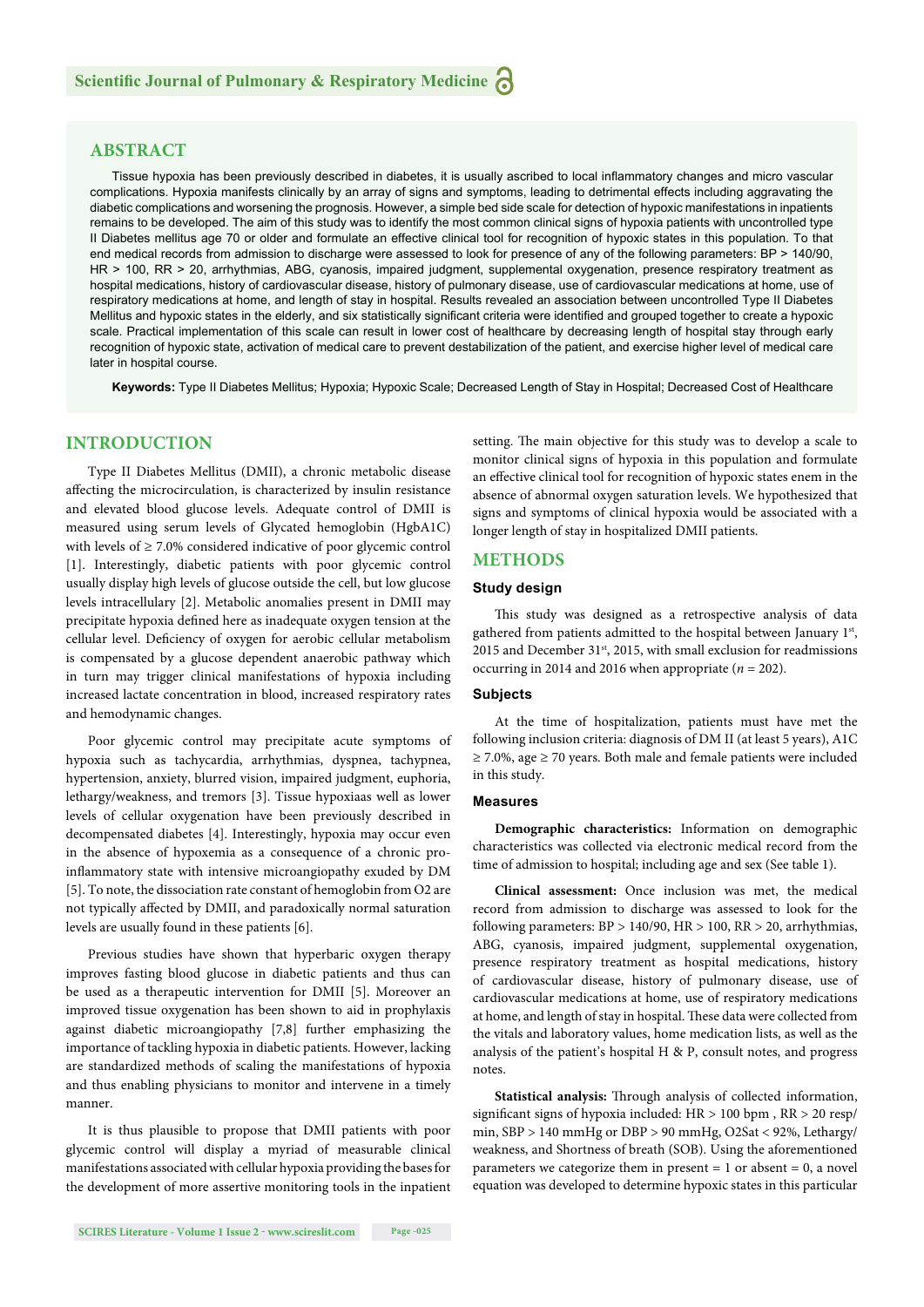## ABSTRACT

Tissue hypoxia has been previously described in diabetes, it is usually ascribed to local inflammatory changes and micro vascular complications. Hypoxia manifests clinically by an array of signs and symptoms, leading to detrimental effects including aggravating the diabetic complications and worsening the prognosis. However, a simple bed side scale for detection of hypoxic manifestations in inpatients remains to be developed. The aim of this study was to identify the most common clinical signs of hypoxia patients with uncontrolled type II Diabetes mellitus age 70 or older and formulate an effective clinical tool for recognition of hypoxic states in this population. To that end medical records from admission to discharge were assessed to look for presence of any of the following parameters: BP > 140/90, HR > 100, RR > 20, arrhythmias, ABG, cyanosis, impaired judgment, supplemental oxygenation, presence respiratory treatment as hospital medications, history of cardiovascular disease, history of pulmonary disease, use of cardiovascular medications at home, use of respiratory medications at home, and length of stay in hospital. Results revealed an association between uncontrolled Type II Diabetes Mellitus and hypoxic states in the elderly, and six statistically significant criteria were identified and grouped together to create a hypoxic scale. Practical implementation of this scale can result in lower cost of healthcare by decreasing length of hospital stay through early recognition of hypoxic state, activation of medical care to prevent destabilization of the patient, and exercise higher level of medical care later in hospital course.

**Keywords:** Type II Diabetes Mellitus; Hypoxia; Hypoxic Scale; Decreased Length of Stay in Hospital; Decreased Cost of Healthcare

## INTRODUCTION

Type II Diabetes Mellitus (DMII), a chronic metabolic disease affecting the microcirculation, is characterized by insulin resistance and elevated blood glucose levels. Adequate control of DMII is measured using serum levels of Glycated hemoglobin (HgbA1C) with levels of ≥ 7.0% considered indicative of poor glycemic control [1]. Interestingly, diabetic patients with poor glycemic control usually display high levels of glucose outside the cell, but low glucose levels intracellulary [2]. Metabolic anomalies present in DMII may precipitate hypoxia defined here as inadequate oxygen tension at the cellular level. Deficiency of oxygen for aerobic cellular metabolism is compensated by a glucose dependent anaerobic pathway which in turn may trigger clinical manifestations of hypoxia including increased lactate concentration in blood, increased respiratory rates and hemodynamic changes.

Poor glycemic control may precipitate acute symptoms of hypoxia such as tachycardia, arrhythmias, dyspnea, tachypnea, hypertension, anxiety, blurred vision, impaired judgment, euphoria, lethargy/weakness, and tremors [3]. Tissue hypoxiaas well as lower levels of cellular oxygenation have been previously described in decompensated diabetes [4]. Interestingly, hypoxia may occur even in the absence of hypoxemia as a consequence of a chronic pro-inflammatory state with intensive microangiopathy exuded by DM [5]. To note, the dissociation rate constant of hemoglobin from O2 are not typically affected by DMII, and paradoxically normal saturation levels are usually found in these patients [6].

Previous studies have shown that hyperbaric oxygen therapy improves fasting blood glucose in diabetic patients and thus can be used as a therapeutic intervention for DMII [5]. Moreover an improved tissue oxygenation has been shown to aid in prophylaxis against diabetic microangiopathy [7,8] further emphasizing the importance of tackling hypoxia in diabetic patients. However, lacking are standardized methods of scaling the manifestations of hypoxia and thus enabling physicians to monitor and intervene in a timely manner.

It is thus plausible to propose that DMII patients with poor glycemic control will display a myriad of measurable clinical manifestations associated with cellular hypoxia providing the bases for the development of more assertive monitoring tools in the inpatient setting. The main objective for this study was to develop a scale to monitor clinical signs of hypoxia in this population and formulate an effective clinical tool for recognition of hypoxic states enem in the absence of abnormal oxygen saturation levels. We hypothesized that signs and symptoms of clinical hypoxia would be associated with a longer length of stay in hospitalized DMII patients.

## METHODS

### Study design

This study was designed as a retrospective analysis of data gathered from patients admitted to the hospital between January 1st, 2015 and December 31st, 2015, with small exclusion for readmissions occurring in 2014 and 2016 when appropriate ($n = 202$).

### Subjects

At the time of hospitalization, patients must have met the following inclusion criteria: diagnosis of DM II (at least 5 years), A1C ≥ 7.0%, age ≥ 70 years. Both male and female patients were included in this study.

### Measures

**Demographic characteristics:** Information on demographic characteristics was collected via electronic medical record from the time of admission to hospital; including age and sex (See table 1).

**Clinical assessment:** Once inclusion was met, the medical record from admission to discharge was assessed to look for the following parameters: BP > 140/90, HR > 100, RR > 20, arrhythmias, ABG, cyanosis, impaired judgment, supplemental oxygenation, presence respiratory treatment as hospital medications, history of cardiovascular disease, history of pulmonary disease, use of cardiovascular medications at home, use of respiratory medications at home, and length of stay in hospital. These data were collected from the vitals and laboratory values, home medication lists, as well as the analysis of the patient's hospital H & P, consult notes, and progress notes.

**Statistical analysis:** Through analysis of collected information, significant signs of hypoxia included: HR > 100 bpm , RR > 20 resp/min, SBP > 140 mmHg or DBP > 90 mmHg, O2Sat < 92%, Lethargy/weakness, and Shortness of breath (SOB). Using the aforementioned parameters we categorize them in present = 1 or absent = 0, a novel equation was developed to determine hypoxic states in this particular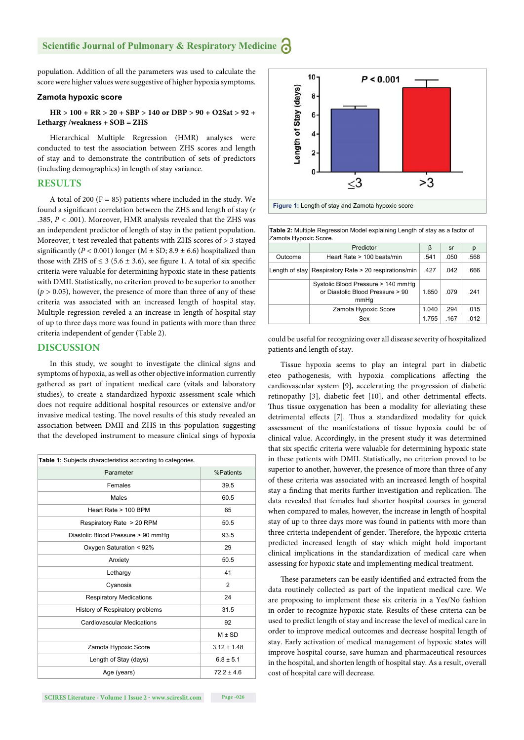population. Addition of all the parameters was used to calculate the score were higher values were suggestive of higher hypoxia symptoms.

### Zamota hypoxic score

**HR > 100 + RR > 20 + SBP > 140 or DBP > 90 + O2Sat > 92 + Lethargy /weakness + SOB = ZHS**

Hierarchical Multiple Regression (HMR) analyses were conducted to test the association between ZHS scores and length of stay and to demonstrate the contribution of sets of predictors (including demographics) in length of stay variance.

## RESULTS

A total of 200 (F = 85) patients where included in the study. We found a significant correlation between the ZHS and length of stay (*r* .385, *P* < .001). Moreover, HMR analysis revealed that the ZHS was an independent predictor of length of stay in the patient population. Moreover, t-test revealed that patients with ZHS scores of > 3 stayed significantly (*P* < 0.001) longer (M ± SD; 8.9 ± 6.6) hospitalized than those with ZHS of ≤ 3 (5.6 ± 3.6), see figure 1. A total of six specific criteria were valuable for determining hypoxic state in these patients with DMII. Statistically, no criterion proved to be superior to another (*p* > 0.05), however, the presence of more than three of any of these criteria was associated with an increased length of hospital stay. Multiple regression reveled a an increase in length of hospital stay of up to three days more was found in patients with more than three criteria independent of gender (Table 2).

## DISCUSSION

In this study, we sought to investigate the clinical signs and symptoms of hypoxia, as well as other objective information currently gathered as part of inpatient medical care (vitals and laboratory studies), to create a standardized hypoxic assessment scale which does not require additional hospital resources or extensive and/or invasive medical testing. The novel results of this study revealed an association between DMII and ZHS in this population suggesting that the developed instrument to measure clinical sings of hypoxia could be useful for recognizing over all disease severity of hospitalized patients and length of stay.

Tissue hypoxia seems to play an integral part in diabetic eteo pathogenesis, with hypoxia complications affecting the cardiovascular system [9], accelerating the progression of diabetic retinopathy [3], diabetic feet [10], and other detrimental effects. Thus tissue oxygenation has been a modality for alleviating these detrimental effects [7]. Thus a standardized modality for quick assessment of the manifestations of tissue hypoxia could be of clinical value. Accordingly, in the present study it was determined that six specific criteria were valuable for determining hypoxic state in these patients with DMII. Statistically, no criterion proved to be superior to another, however, the presence of more than three of any of these criteria was associated with an increased length of hospital stay a finding that merits further investigation and replication. The data revealed that females had shorter hospital courses in general when compared to males, however, the increase in length of hospital stay of up to three days more was found in patients with more than three criteria independent of gender. Therefore, the hypoxic criteria predicted increased length of stay which might hold important clinical implications in the standardization of medical care when assessing for hypoxic state and implementing medical treatment.

These parameters can be easily identified and extracted from the data routinely collected as part of the inpatient medical care. We are proposing to implement these six criteria in a Yes/No fashion in order to recognize hypoxic state. Results of these criteria can be used to predict length of stay and increase the level of medical care in order to improve medical outcomes and decrease hospital length of stay. Early activation of medical management of hypoxic states will improve hospital course, save human and pharmaceutical resources in the hospital, and shorten length of hospital stay. As a result, overall cost of hospital care will decrease.

**Table 1:** Subjects characteristics according to categories.

| Parameter | %Patients |
|---|---|
| Females | 39.5 |
| Males | 60.5 |
| Heart Rate > 100 BPM | 65 |
| Respiratory Rate > 20 RPM | 50.5 |
| Diastolic Blood Pressure > 90 mmHg | 93.5 |
| Oxygen Saturation < 92% | 29 |
| Anxiety | 50.5 |
| Lethargy | 41 |
| Cyanosis | 2 |
| Respiratory Medications | 24 |
| History of Respiratory problems | 31.5 |
| Cardiovascular Medications | 92 |
| | M ± SD |
| Zamota Hypoxic Score | 3.12 ± 1.48 |
| Length of Stay (days) | 6.8 ± 5.1 |
| Age (years) | 72.2 ± 4.6 |

**Figure 1:** Length of stay and Zamota hypoxic score

**Table 2:** Multiple Regression Model explaining Length of stay as a factor of Zamota Hypoxic Score.

| | Predictor | β | sr | p |
|---|---|---|---|---|
| Outcome | Heart Rate > 100 beats/min | .541 | .050 | .568 |
| Length of stay | Respiratory Rate > 20 respirations/min | .427 | .042 | .666 |
| | Systolic Blood Pressure > 140 mmHg or Diastolic Blood Pressure > 90 mmHg | 1.650 | .079 | .241 |
| | Zamota Hypoxic Score | 1.040 | .294 | .015 |
| | Sex | 1.755 | .167 | .012 |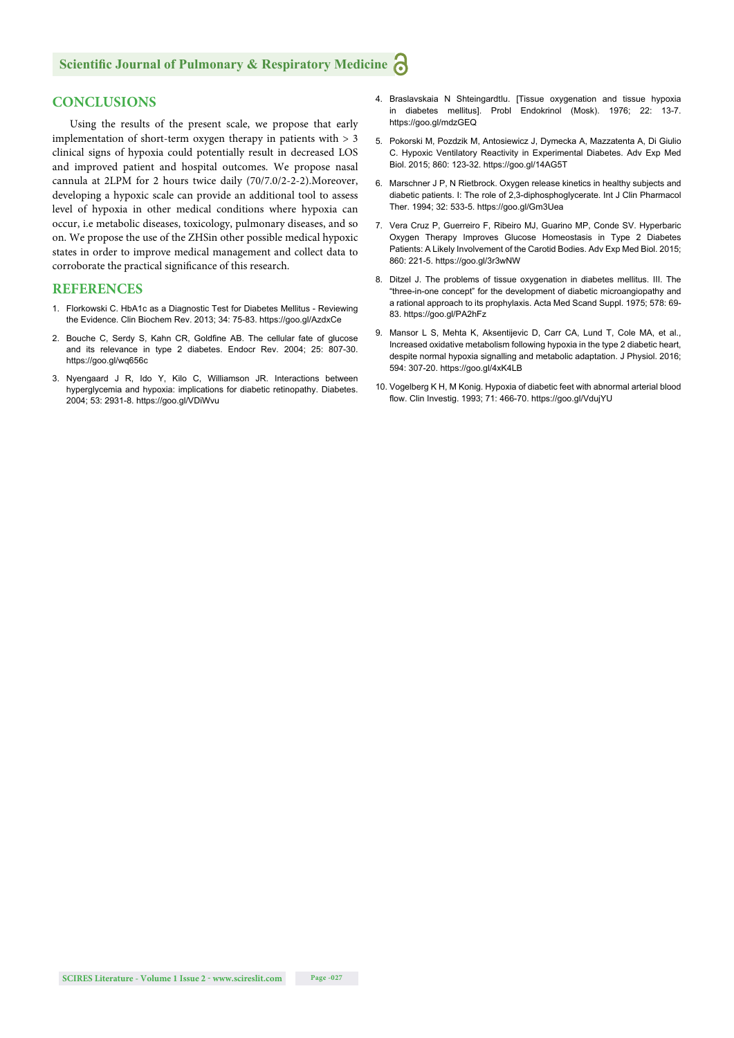## CONCLUSIONS

Using the results of the present scale, we propose that early implementation of short-term oxygen therapy in patients with > 3 clinical signs of hypoxia could potentially result in decreased LOS and improved patient and hospital outcomes. We propose nasal cannula at 2LPM for 2 hours twice daily (70/7.0/2-2-2).Moreover, developing a hypoxic scale can provide an additional tool to assess level of hypoxia in other medical conditions where hypoxia can occur, i.e metabolic diseases, toxicology, pulmonary diseases, and so on. We propose the use of the ZHSin other possible medical hypoxic states in order to improve medical management and collect data to corroborate the practical significance of this research.

## REFERENCES

1. Florkowski C. HbA1c as a Diagnostic Test for Diabetes Mellitus - Reviewing the Evidence. Clin Biochem Rev. 2013; 34: 75-83. https://goo.gl/AzdxCe
2. Bouche C, Serdy S, Kahn CR, Goldfine AB. The cellular fate of glucose and its relevance in type 2 diabetes. Endocr Rev. 2004; 25: 807-30. https://goo.gl/wq656c
3. Nyengaard J R, Ido Y, Kilo C, Williamson JR. Interactions between hyperglycemia and hypoxia: implications for diabetic retinopathy. Diabetes. 2004; 53: 2931-8. https://goo.gl/VDiWvu
4. Braslavskaia N Shteingardtlu. [Tissue oxygenation and tissue hypoxia in diabetes mellitus]. Probl Endokrinol (Mosk). 1976; 22: 13-7. https://goo.gl/mdzGEQ
5. Pokorski M, Pozdzik M, Antosiewicz J, Dymecka A, Mazzatenta A, Di Giulio C. Hypoxic Ventilatory Reactivity in Experimental Diabetes. Adv Exp Med Biol. 2015; 860: 123-32. https://goo.gl/14AG5T
6. Marschner J P, N Rietbrock. Oxygen release kinetics in healthy subjects and diabetic patients. I: The role of 2,3-diphosphoglycerate. Int J Clin Pharmacol Ther. 1994; 32: 533-5. https://goo.gl/Gm3Uea
7. Vera Cruz P, Guerreiro F, Ribeiro MJ, Guarino MP, Conde SV. Hyperbaric Oxygen Therapy Improves Glucose Homeostasis in Type 2 Diabetes Patients: A Likely Involvement of the Carotid Bodies. Adv Exp Med Biol. 2015; 860: 221-5. https://goo.gl/3r3wNW
8. Ditzel J. The problems of tissue oxygenation in diabetes mellitus. III. The "three-in-one concept" for the development of diabetic microangiopathy and a rational approach to its prophylaxis. Acta Med Scand Suppl. 1975; 578: 69-83. https://goo.gl/PA2hFz
9. Mansor L S, Mehta K, Aksentijevic D, Carr CA, Lund T, Cole MA, et al., Increased oxidative metabolism following hypoxia in the type 2 diabetic heart, despite normal hypoxia signalling and metabolic adaptation. J Physiol. 2016; 594: 307-20. https://goo.gl/4xK4LB
10. Vogelberg K H, M Konig. Hypoxia of diabetic feet with abnormal arterial blood flow. Clin Investig. 1993; 71: 466-70. https://goo.gl/VdujYU